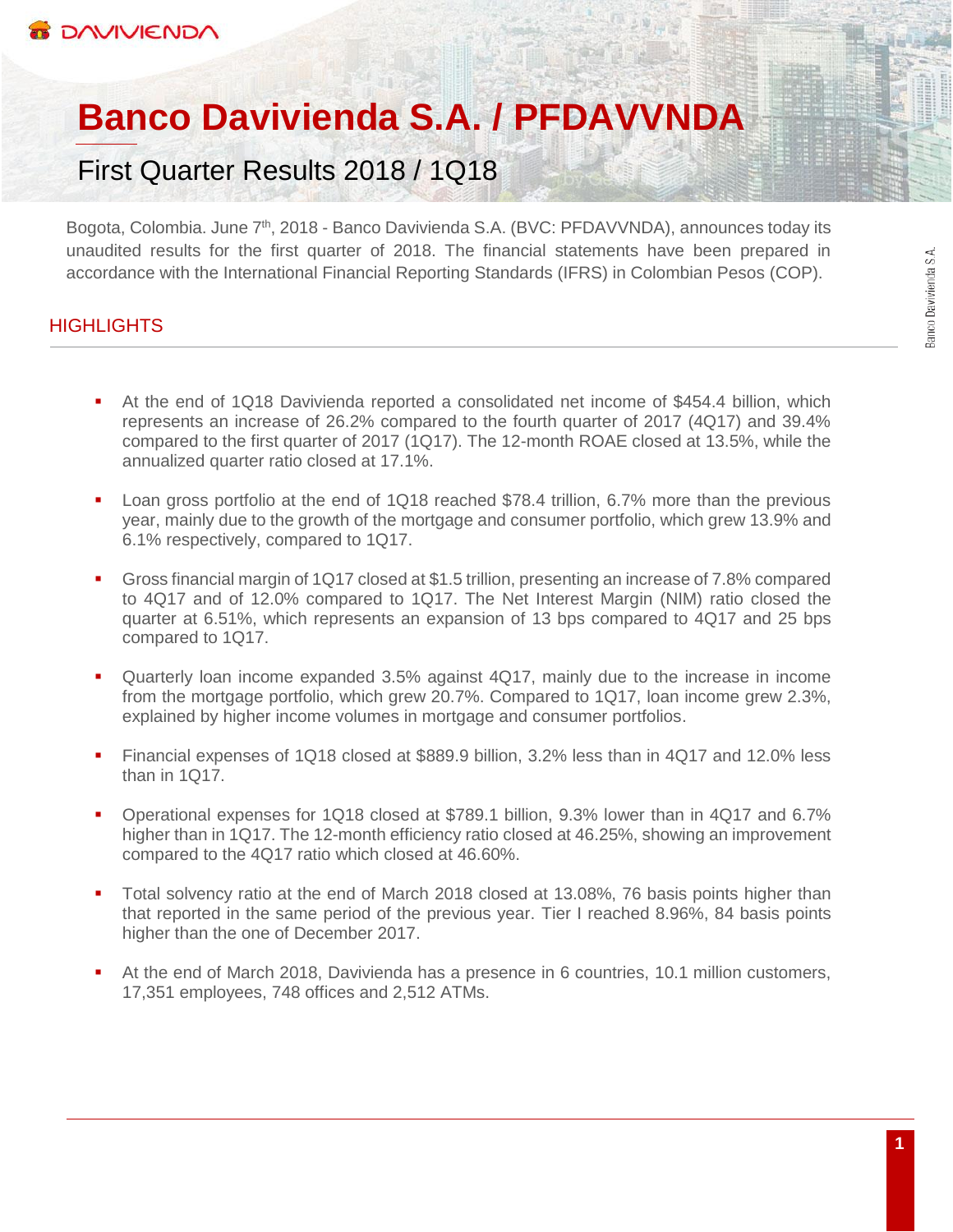# Banco Davivienda S.A. / PFDAVVNDA

## First Quarter Results 2018 / 1Q18

Bogota, Colombia. June 7th, 2018 - Banco Davivienda S.A. (BVC: PFDAVVNDA), announces today its unaudited results for the first quarter of 2018. The financial statements have been prepared in accordance with the International Financial Reporting Standards (IFRS) in Colombian Pesos (COP).

## HIGHLIGHTS

- At the end of 1Q18 Davivienda reported a consolidated net income of $454.4 billion, which represents an increase of 26.2% compared to the fourth quarter of 2017 (4Q17) and 39.4% compared to the first quarter of 2017 (1Q17). The 12-month ROAE closed at 13.5%, while the annualized quarter ratio closed at 17.1%.

- Loan gross portfolio at the end of 1Q18 reached $78.4 trillion, 6.7% more than the previous year, mainly due to the growth of the mortgage and consumer portfolio, which grew 13.9% and 6.1% respectively, compared to 1Q17.

- Gross financial margin of 1Q17 closed at $1.5 trillion, presenting an increase of 7.8% compared to 4Q17 and of 12.0% compared to 1Q17. The Net Interest Margin (NIM) ratio closed the quarter at 6.51%, which represents an expansion of 13 bps compared to 4Q17 and 25 bps compared to 1Q17.

- Quarterly loan income expanded 3.5% against 4Q17, mainly due to the increase in income from the mortgage portfolio, which grew 20.7%. Compared to 1Q17, loan income grew 2.3%, explained by higher income volumes in mortgage and consumer portfolios.

- Financial expenses of 1Q18 closed at $889.9 billion, 3.2% less than in 4Q17 and 12.0% less than in 1Q17.

- Operational expenses for 1Q18 closed at $789.1 billion, 9.3% lower than in 4Q17 and 6.7% higher than in 1Q17. The 12-month efficiency ratio closed at 46.25%, showing an improvement compared to the 4Q17 ratio which closed at 46.60%.

- Total solvency ratio at the end of March 2018 closed at 13.08%, 76 basis points higher than that reported in the same period of the previous year. Tier I reached 8.96%, 84 basis points higher than the one of December 2017.

- At the end of March 2018, Davivienda has a presence in 6 countries, 10.1 million customers, 17,351 employees, 748 offices and 2,512 ATMs.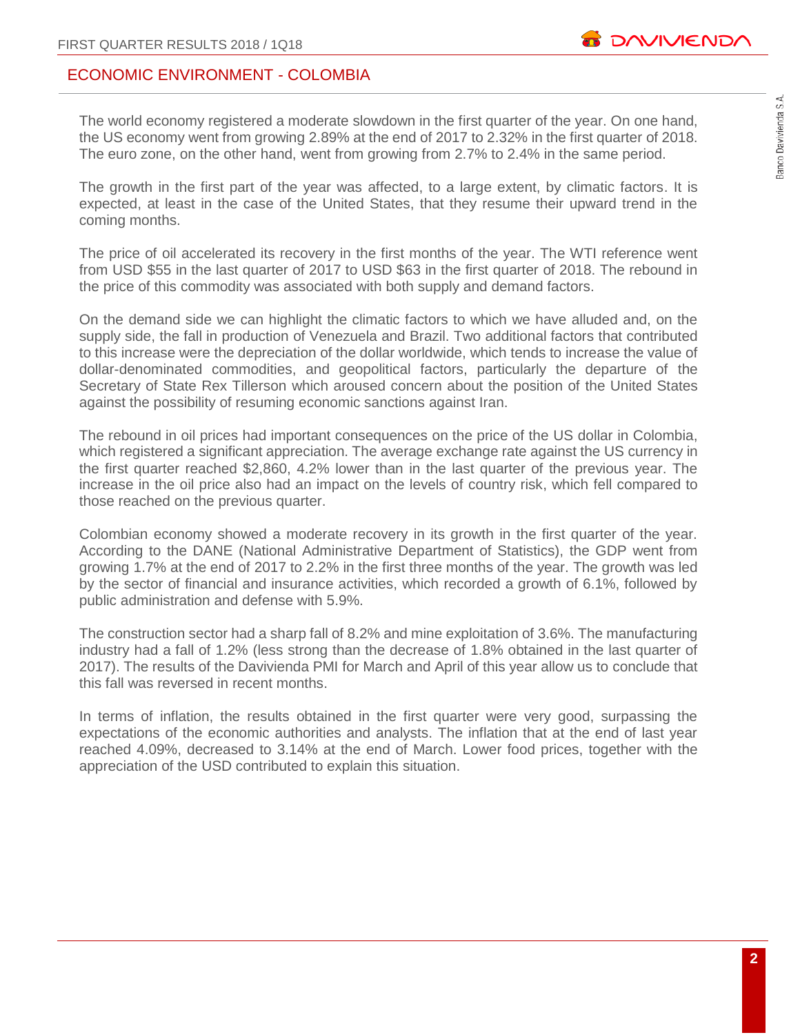## ECONOMIC ENVIRONMENT - COLOMBIA

The world economy registered a moderate slowdown in the first quarter of the year. On one hand, the US economy went from growing 2.89% at the end of 2017 to 2.32% in the first quarter of 2018. The euro zone, on the other hand, went from growing from 2.7% to 2.4% in the same period.

The growth in the first part of the year was affected, to a large extent, by climatic factors. It is expected, at least in the case of the United States, that they resume their upward trend in the coming months.

The price of oil accelerated its recovery in the first months of the year. The WTI reference went from USD $55 in the last quarter of 2017 to USD $63 in the first quarter of 2018. The rebound in the price of this commodity was associated with both supply and demand factors.

On the demand side we can highlight the climatic factors to which we have alluded and, on the supply side, the fall in production of Venezuela and Brazil. Two additional factors that contributed to this increase were the depreciation of the dollar worldwide, which tends to increase the value of dollar-denominated commodities, and geopolitical factors, particularly the departure of the Secretary of State Rex Tillerson which aroused concern about the position of the United States against the possibility of resuming economic sanctions against Iran.

The rebound in oil prices had important consequences on the price of the US dollar in Colombia, which registered a significant appreciation. The average exchange rate against the US currency in the first quarter reached $2,860, 4.2% lower than in the last quarter of the previous year. The increase in the oil price also had an impact on the levels of country risk, which fell compared to those reached on the previous quarter.

Colombian economy showed a moderate recovery in its growth in the first quarter of the year. According to the DANE (National Administrative Department of Statistics), the GDP went from growing 1.7% at the end of 2017 to 2.2% in the first three months of the year. The growth was led by the sector of financial and insurance activities, which recorded a growth of 6.1%, followed by public administration and defense with 5.9%.

The construction sector had a sharp fall of 8.2% and mine exploitation of 3.6%. The manufacturing industry had a fall of 1.2% (less strong than the decrease of 1.8% obtained in the last quarter of 2017). The results of the Davivienda PMI for March and April of this year allow us to conclude that this fall was reversed in recent months.

In terms of inflation, the results obtained in the first quarter were very good, surpassing the expectations of the economic authorities and analysts. The inflation that at the end of last year reached 4.09%, decreased to 3.14% at the end of March. Lower food prices, together with the appreciation of the USD contributed to explain this situation.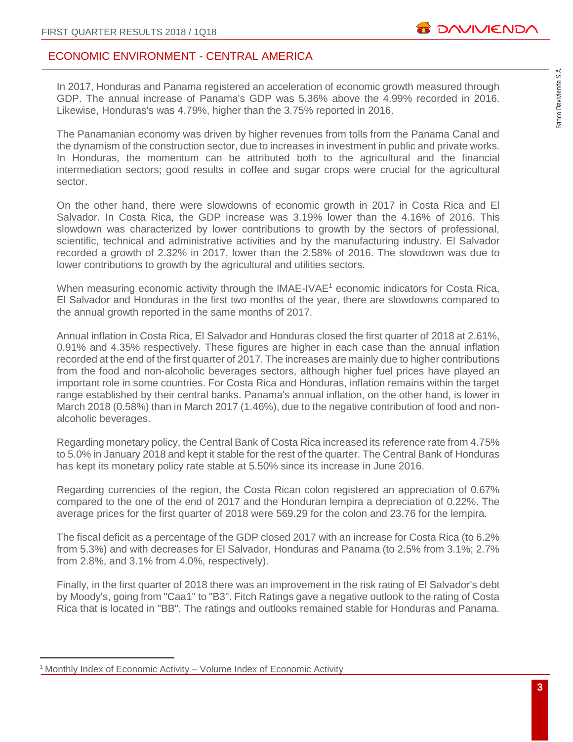## ECONOMIC ENVIRONMENT - CENTRAL AMERICA

In 2017, Honduras and Panama registered an acceleration of economic growth measured through GDP. The annual increase of Panama's GDP was 5.36% above the 4.99% recorded in 2016. Likewise, Honduras's was 4.79%, higher than the 3.75% reported in 2016.

The Panamanian economy was driven by higher revenues from tolls from the Panama Canal and the dynamism of the construction sector, due to increases in investment in public and private works. In Honduras, the momentum can be attributed both to the agricultural and the financial intermediation sectors; good results in coffee and sugar crops were crucial for the agricultural sector.

On the other hand, there were slowdowns of economic growth in 2017 in Costa Rica and El Salvador. In Costa Rica, the GDP increase was 3.19% lower than the 4.16% of 2016. This slowdown was characterized by lower contributions to growth by the sectors of professional, scientific, technical and administrative activities and by the manufacturing industry. El Salvador recorded a growth of 2.32% in 2017, lower than the 2.58% of 2016. The slowdown was due to lower contributions to growth by the agricultural and utilities sectors.

When measuring economic activity through the IMAE-IVAE[1] economic indicators for Costa Rica, El Salvador and Honduras in the first two months of the year, there are slowdowns compared to the annual growth reported in the same months of 2017.

Annual inflation in Costa Rica, El Salvador and Honduras closed the first quarter of 2018 at 2.61%, 0.91% and 4.35% respectively. These figures are higher in each case than the annual inflation recorded at the end of the first quarter of 2017. The increases are mainly due to higher contributions from the food and non-alcoholic beverages sectors, although higher fuel prices have played an important role in some countries. For Costa Rica and Honduras, inflation remains within the target range established by their central banks. Panama's annual inflation, on the other hand, is lower in March 2018 (0.58%) than in March 2017 (1.46%), due to the negative contribution of food and non-alcoholic beverages.

Regarding monetary policy, the Central Bank of Costa Rica increased its reference rate from 4.75% to 5.0% in January 2018 and kept it stable for the rest of the quarter. The Central Bank of Honduras has kept its monetary policy rate stable at 5.50% since its increase in June 2016.

Regarding currencies of the region, the Costa Rican colon registered an appreciation of 0.67% compared to the one of the end of 2017 and the Honduran lempira a depreciation of 0.22%. The average prices for the first quarter of 2018 were 569.29 for the colon and 23.76 for the lempira.

The fiscal deficit as a percentage of the GDP closed 2017 with an increase for Costa Rica (to 6.2% from 5.3%) and with decreases for El Salvador, Honduras and Panama (to 2.5% from 3.1%; 2.7% from 2.8%, and 3.1% from 4.0%, respectively).

Finally, in the first quarter of 2018 there was an improvement in the risk rating of El Salvador's debt by Moody's, going from "Caa1" to "B3". Fitch Ratings gave a negative outlook to the rating of Costa Rica that is located in "BB". The ratings and outlooks remained stable for Honduras and Panama.

[1] Monthly Index of Economic Activity – Volume Index of Economic Activity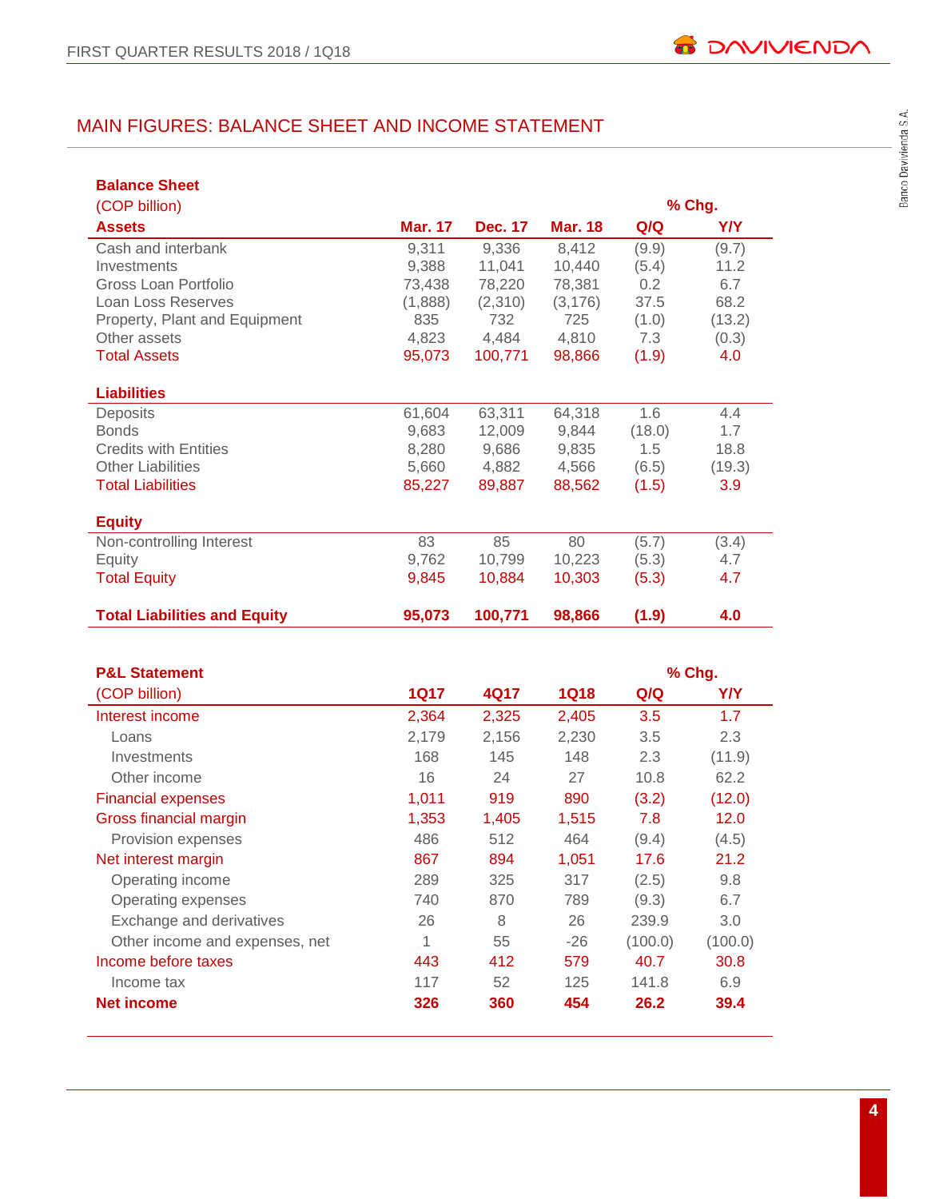## MAIN FIGURES: BALANCE SHEET AND INCOME STATEMENT

| **Balance Sheet** (COP billion) | | | | % Chg. | |
|---|---|---|---|---|---|
| **Assets** | **Mar. 17** | **Dec. 17** | **Mar. 18** | **Q/Q** | **Y/Y** |
| Cash and interbank | 9,311 | 9,336 | 8,412 | (9.9) | (9.7) |
| Investments | 9,388 | 11,041 | 10,440 | (5.4) | 11.2 |
| Gross Loan Portfolio | 73,438 | 78,220 | 78,381 | 0.2 | 6.7 |
| Loan Loss Reserves | (1,888) | (2,310) | (3,176) | 37.5 | 68.2 |
| Property, Plant and Equipment | 835 | 732 | 725 | (1.0) | (13.2) |
| Other assets | 4,823 | 4,484 | 4,810 | 7.3 | (0.3) |
| Total Assets | 95,073 | 100,771 | 98,866 | (1.9) | 4.0 |
| **Liabilities** | | | | | |
| Deposits | 61,604 | 63,311 | 64,318 | 1.6 | 4.4 |
| Bonds | 9,683 | 12,009 | 9,844 | (18.0) | 1.7 |
| Credits with Entities | 8,280 | 9,686 | 9,835 | 1.5 | 18.8 |
| Other Liabilities | 5,660 | 4,882 | 4,566 | (6.5) | (19.3) |
| Total Liabilities | 85,227 | 89,887 | 88,562 | (1.5) | 3.9 |
| **Equity** | | | | | |
| Non-controlling Interest | 83 | 85 | 80 | (5.7) | (3.4) |
| Equity | 9,762 | 10,799 | 10,223 | (5.3) | 4.7 |
| Total Equity | 9,845 | 10,884 | 10,303 | (5.3) | 4.7 |
| **Total Liabilities and Equity** | **95,073** | **100,771** | **98,866** | **(1.9)** | **4.0** |

| **P&L Statement** (COP billion) | **1Q17** | **4Q17** | **1Q18** | % Chg. **Q/Q** | **Y/Y** |
|---|---|---|---|---|---|
| Interest income | 2,364 | 2,325 | 2,405 | 3.5 | 1.7 |
| Loans | 2,179 | 2,156 | 2,230 | 3.5 | 2.3 |
| Investments | 168 | 145 | 148 | 2.3 | (11.9) |
| Other income | 16 | 24 | 27 | 10.8 | 62.2 |
| Financial expenses | 1,011 | 919 | 890 | (3.2) | (12.0) |
| Gross financial margin | 1,353 | 1,405 | 1,515 | 7.8 | 12.0 |
| Provision expenses | 486 | 512 | 464 | (9.4) | (4.5) |
| Net interest margin | 867 | 894 | 1,051 | 17.6 | 21.2 |
| Operating income | 289 | 325 | 317 | (2.5) | 9.8 |
| Operating expenses | 740 | 870 | 789 | (9.3) | 6.7 |
| Exchange and derivatives | 26 | 8 | 26 | 239.9 | 3.0 |
| Other income and expenses, net | 1 | 55 | -26 | (100.0) | (100.0) |
| Income before taxes | 443 | 412 | 579 | 40.7 | 30.8 |
| Income tax | 117 | 52 | 125 | 141.8 | 6.9 |
| **Net income** | **326** | **360** | **454** | **26.2** | **39.4** |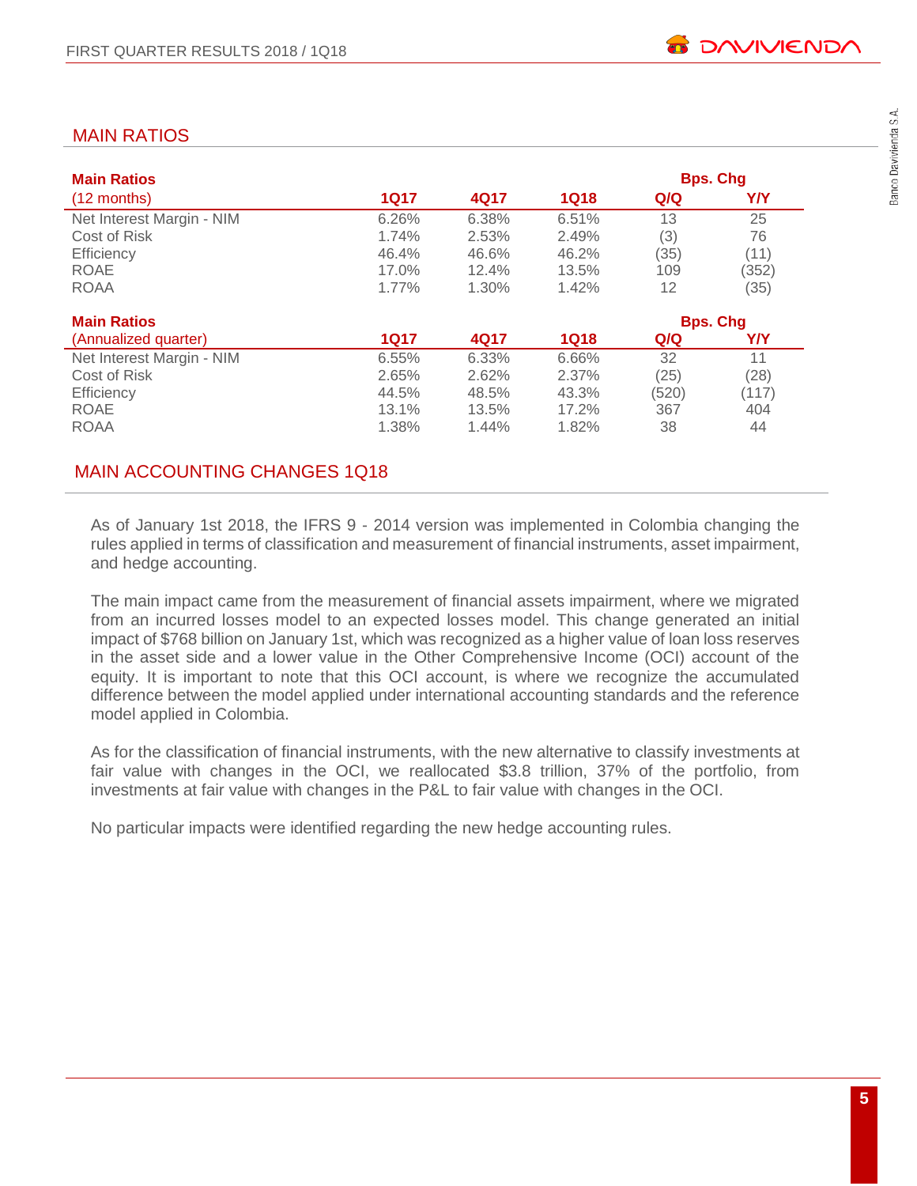## MAIN RATIOS

| Main Ratios (12 months) | 1Q17 | 4Q17 | 1Q18 | Bps. Chg Q/Q | Y/Y |
|---|---|---|---|---|---|
| Net Interest Margin - NIM | 6.26% | 6.38% | 6.51% | 13 | 25 |
| Cost of Risk | 1.74% | 2.53% | 2.49% | (3) | 76 |
| Efficiency | 46.4% | 46.6% | 46.2% | (35) | (11) |
| ROAE | 17.0% | 12.4% | 13.5% | 109 | (352) |
| ROAA | 1.77% | 1.30% | 1.42% | 12 | (35) |

| Main Ratios (Annualized quarter) | 1Q17 | 4Q17 | 1Q18 | Bps. Chg Q/Q | Y/Y |
|---|---|---|---|---|---|
| Net Interest Margin - NIM | 6.55% | 6.33% | 6.66% | 32 | 11 |
| Cost of Risk | 2.65% | 2.62% | 2.37% | (25) | (28) |
| Efficiency | 44.5% | 48.5% | 43.3% | (520) | (117) |
| ROAE | 13.1% | 13.5% | 17.2% | 367 | 404 |
| ROAA | 1.38% | 1.44% | 1.82% | 38 | 44 |

## MAIN ACCOUNTING CHANGES 1Q18

As of January 1st 2018, the IFRS 9 - 2014 version was implemented in Colombia changing the rules applied in terms of classification and measurement of financial instruments, asset impairment, and hedge accounting.

The main impact came from the measurement of financial assets impairment, where we migrated from an incurred losses model to an expected losses model. This change generated an initial impact of $768 billion on January 1st, which was recognized as a higher value of loan loss reserves in the asset side and a lower value in the Other Comprehensive Income (OCI) account of the equity. It is important to note that this OCI account, is where we recognize the accumulated difference between the model applied under international accounting standards and the reference model applied in Colombia.

As for the classification of financial instruments, with the new alternative to classify investments at fair value with changes in the OCI, we reallocated $3.8 trillion, 37% of the portfolio, from investments at fair value with changes in the P&L to fair value with changes in the OCI.

No particular impacts were identified regarding the new hedge accounting rules.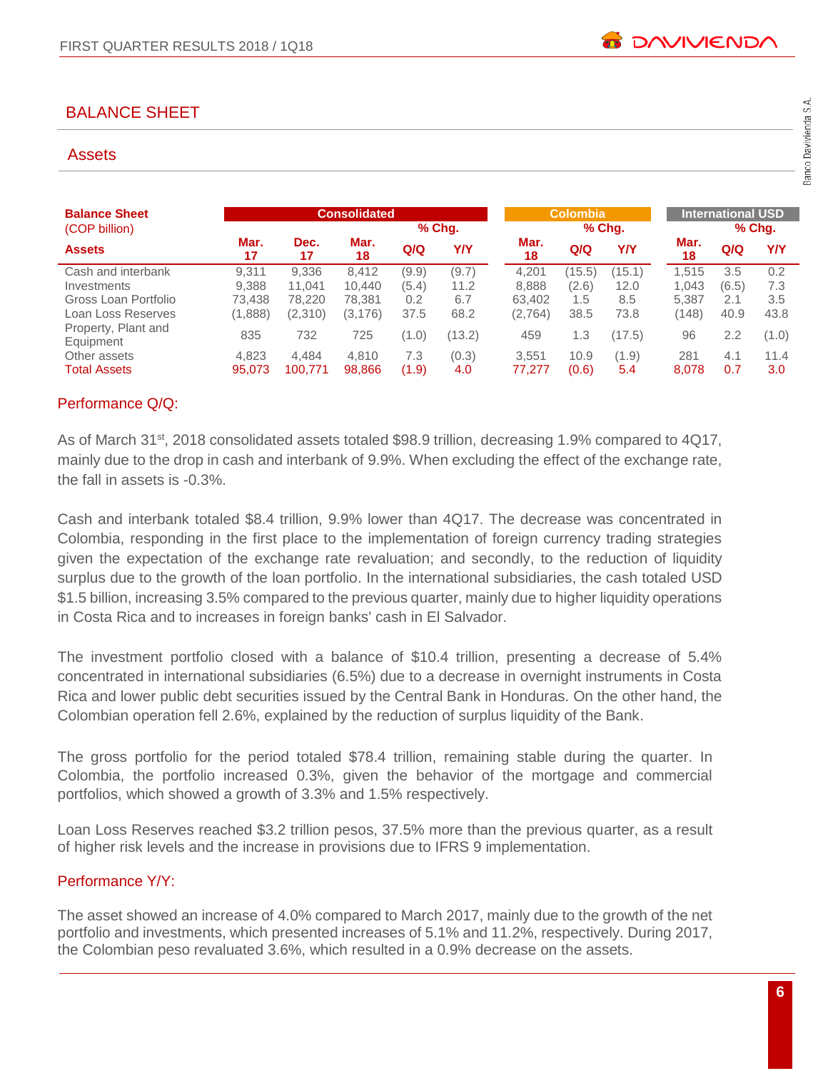## BALANCE SHEET

### Assets

| Balance Sheet (COP billion) | Consolidated | | | | | Colombia | | | International USD | | |
|---|---|---|---|---|---|---|---|---|---|---|---|
| | | | | % Chg. | | | % Chg. | | | % Chg. | |
| **Assets** | Mar. 17 | Dec. 17 | Mar. 18 | Q/Q | Y/Y | Mar. 18 | Q/Q | Y/Y | Mar. 18 | Q/Q | Y/Y |
| Cash and interbank | 9,311 | 9,336 | 8,412 | (9.9) | (9.7) | 4,201 | (15.5) | (15.1) | 1,515 | 3.5 | 0.2 |
| Investments | 9,388 | 11,041 | 10,440 | (5.4) | 11.2 | 8,888 | (2.6) | 12.0 | 1,043 | (6.5) | 7.3 |
| Gross Loan Portfolio | 73,438 | 78,220 | 78,381 | 0.2 | 6.7 | 63,402 | 1.5 | 8.5 | 5,387 | 2.1 | 3.5 |
| Loan Loss Reserves | (1,888) | (2,310) | (3,176) | 37.5 | 68.2 | (2,764) | 38.5 | 73.8 | (148) | 40.9 | 43.8 |
| Property, Plant and Equipment | 835 | 732 | 725 | (1.0) | (13.2) | 459 | 1.3 | (17.5) | 96 | 2.2 | (1.0) |
| Other assets | 4,823 | 4,484 | 4,810 | 7.3 | (0.3) | 3,551 | 10.9 | (1.9) | 281 | 4.1 | 11.4 |
| Total Assets | 95,073 | 100,771 | 98,866 | (1.9) | 4.0 | 77,277 | (0.6) | 5.4 | 8,078 | 0.7 | 3.0 |

#### Performance Q/Q:

As of March 31st, 2018 consolidated assets totaled $98.9 trillion, decreasing 1.9% compared to 4Q17, mainly due to the drop in cash and interbank of 9.9%. When excluding the effect of the exchange rate, the fall in assets is -0.3%.

Cash and interbank totaled $8.4 trillion, 9.9% lower than 4Q17. The decrease was concentrated in Colombia, responding in the first place to the implementation of foreign currency trading strategies given the expectation of the exchange rate revaluation; and secondly, to the reduction of liquidity surplus due to the growth of the loan portfolio. In the international subsidiaries, the cash totaled USD $1.5 billion, increasing 3.5% compared to the previous quarter, mainly due to higher liquidity operations in Costa Rica and to increases in foreign banks' cash in El Salvador.

The investment portfolio closed with a balance of $10.4 trillion, presenting a decrease of 5.4% concentrated in international subsidiaries (6.5%) due to a decrease in overnight instruments in Costa Rica and lower public debt securities issued by the Central Bank in Honduras. On the other hand, the Colombian operation fell 2.6%, explained by the reduction of surplus liquidity of the Bank.

The gross portfolio for the period totaled $78.4 trillion, remaining stable during the quarter. In Colombia, the portfolio increased 0.3%, given the behavior of the mortgage and commercial portfolios, which showed a growth of 3.3% and 1.5% respectively.

Loan Loss Reserves reached $3.2 trillion pesos, 37.5% more than the previous quarter, as a result of higher risk levels and the increase in provisions due to IFRS 9 implementation.

#### Performance Y/Y:

The asset showed an increase of 4.0% compared to March 2017, mainly due to the growth of the net portfolio and investments, which presented increases of 5.1% and 11.2%, respectively. During 2017, the Colombian peso revaluated 3.6%, which resulted in a 0.9% decrease on the assets.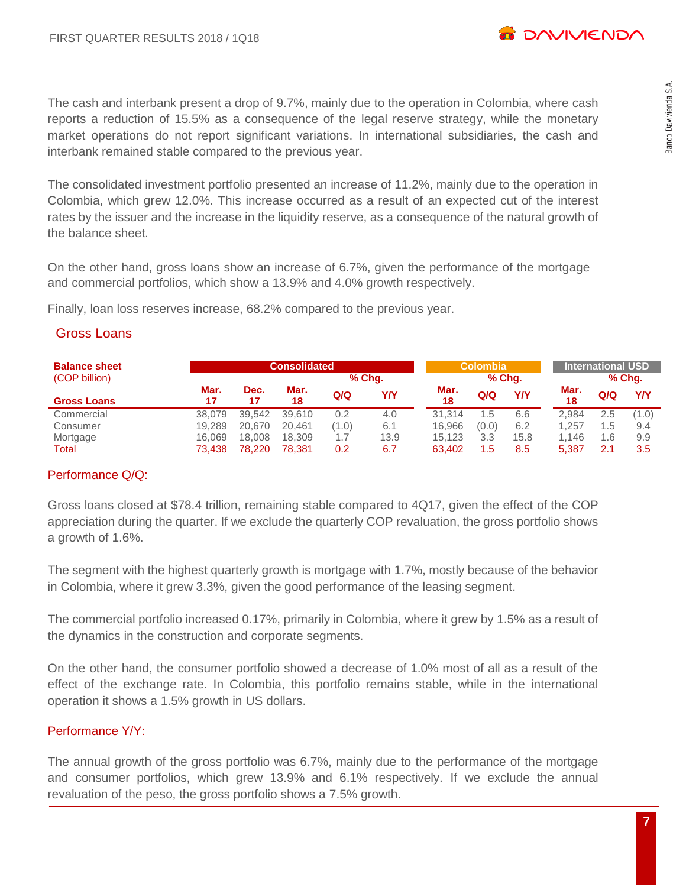The cash and interbank present a drop of 9.7%, mainly due to the operation in Colombia, where cash reports a reduction of 15.5% as a consequence of the legal reserve strategy, while the monetary market operations do not report significant variations. In international subsidiaries, the cash and interbank remained stable compared to the previous year.

The consolidated investment portfolio presented an increase of 11.2%, mainly due to the operation in Colombia, which grew 12.0%. This increase occurred as a result of an expected cut of the interest rates by the issuer and the increase in the liquidity reserve, as a consequence of the natural growth of the balance sheet.

On the other hand, gross loans show an increase of 6.7%, given the performance of the mortgage and commercial portfolios, which show a 13.9% and 4.0% growth respectively.

Finally, loan loss reserves increase, 68.2% compared to the previous year.

## Gross Loans

| **Balance sheet** (COP billion) | Consolidated | | | | | Colombia | | | International USD | | |
|---|---|---|---|---|---|---|---|---|---|---|---|
| | | | | % Chg. | | | % Chg. | | | % Chg. | |
| **Gross Loans** | Mar. 17 | Dec. 17 | Mar. 18 | Q/Q | Y/Y | Mar. 18 | Q/Q | Y/Y | Mar. 18 | Q/Q | Y/Y |
| Commercial | 38,079 | 39,542 | 39,610 | 0.2 | 4.0 | 31,314 | 1.5 | 6.6 | 2,984 | 2.5 | (1.0) |
| Consumer | 19,289 | 20,670 | 20,461 | (1.0) | 6.1 | 16,966 | (0.0) | 6.2 | 1,257 | 1.5 | 9.4 |
| Mortgage | 16,069 | 18,008 | 18,309 | 1.7 | 13.9 | 15,123 | 3.3 | 15.8 | 1,146 | 1.6 | 9.9 |
| Total | 73,438 | 78,220 | 78,381 | 0.2 | 6.7 | 63,402 | 1.5 | 8.5 | 5,387 | 2.1 | 3.5 |

### Performance Q/Q:

Gross loans closed at $78.4 trillion, remaining stable compared to 4Q17, given the effect of the COP appreciation during the quarter. If we exclude the quarterly COP revaluation, the gross portfolio shows a growth of 1.6%.

The segment with the highest quarterly growth is mortgage with 1.7%, mostly because of the behavior in Colombia, where it grew 3.3%, given the good performance of the leasing segment.

The commercial portfolio increased 0.17%, primarily in Colombia, where it grew by 1.5% as a result of the dynamics in the construction and corporate segments.

On the other hand, the consumer portfolio showed a decrease of 1.0% most of all as a result of the effect of the exchange rate. In Colombia, this portfolio remains stable, while in the international operation it shows a 1.5% growth in US dollars.

### Performance Y/Y:

The annual growth of the gross portfolio was 6.7%, mainly due to the performance of the mortgage and consumer portfolios, which grew 13.9% and 6.1% respectively. If we exclude the annual revaluation of the peso, the gross portfolio shows a 7.5% growth.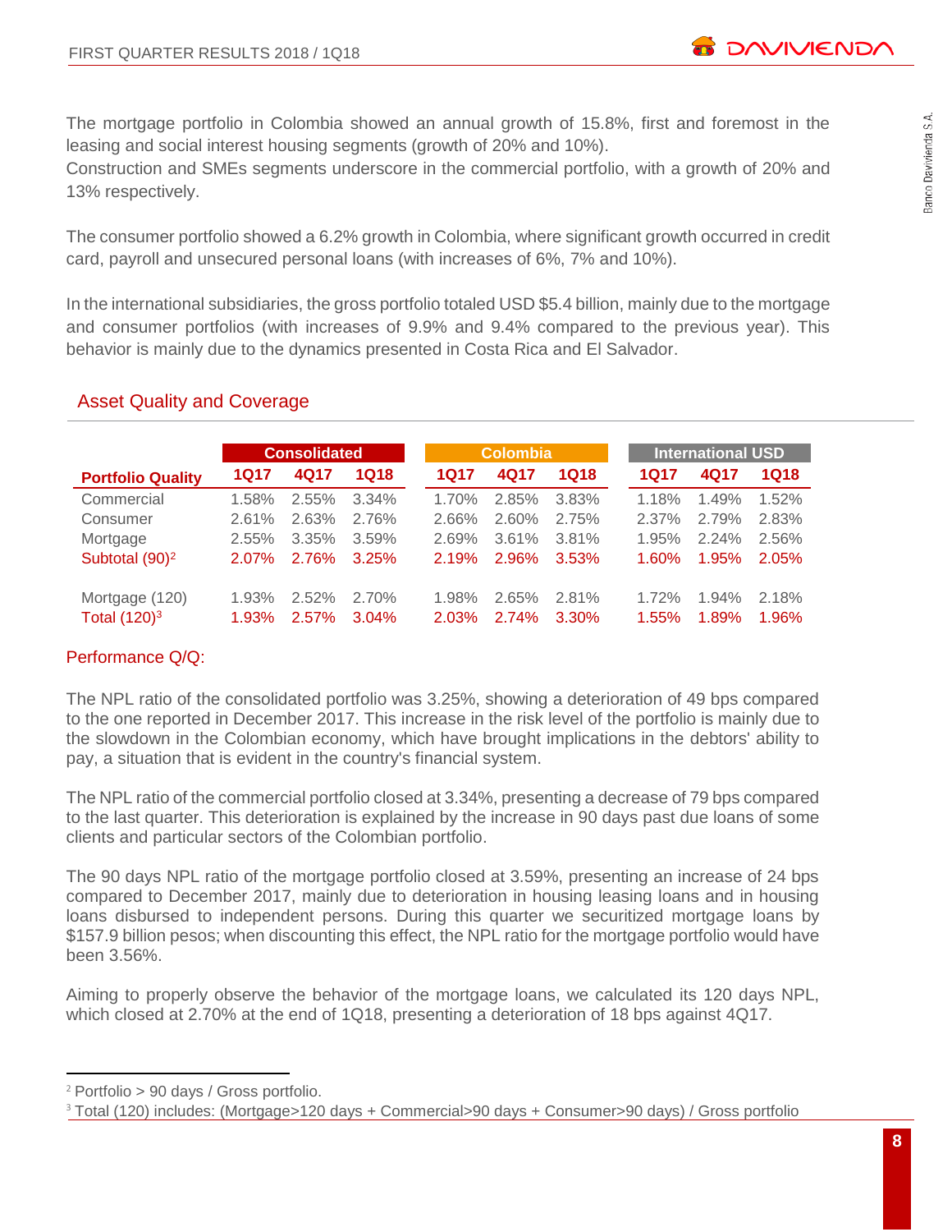The mortgage portfolio in Colombia showed an annual growth of 15.8%, first and foremost in the leasing and social interest housing segments (growth of 20% and 10%).
Construction and SMEs segments underscore in the commercial portfolio, with a growth of 20% and 13% respectively.

The consumer portfolio showed a 6.2% growth in Colombia, where significant growth occurred in credit card, payroll and unsecured personal loans (with increases of 6%, 7% and 10%).

In the international subsidiaries, the gross portfolio totaled USD $5.4 billion, mainly due to the mortgage and consumer portfolios (with increases of 9.9% and 9.4% compared to the previous year). This behavior is mainly due to the dynamics presented in Costa Rica and El Salvador.

## Asset Quality and Coverage

| | Consolidated | | | Colombia | | | International USD | | |
|---|---|---|---|---|---|---|---|---|---|
| **Portfolio Quality** | 1Q17 | 4Q17 | 1Q18 | 1Q17 | 4Q17 | 1Q18 | 1Q17 | 4Q17 | 1Q18 |
| Commercial | 1.58% | 2.55% | 3.34% | 1.70% | 2.85% | 3.83% | 1.18% | 1.49% | 1.52% |
| Consumer | 2.61% | 2.63% | 2.76% | 2.66% | 2.60% | 2.75% | 2.37% | 2.79% | 2.83% |
| Mortgage | 2.55% | 3.35% | 3.59% | 2.69% | 3.61% | 3.81% | 1.95% | 2.24% | 2.56% |
| Subtotal (90)[2] | 2.07% | 2.76% | 3.25% | 2.19% | 2.96% | 3.53% | 1.60% | 1.95% | 2.05% |
| Mortgage (120) | 1.93% | 2.52% | 2.70% | 1.98% | 2.65% | 2.81% | 1.72% | 1.94% | 2.18% |
| Total (120)[3] | 1.93% | 2.57% | 3.04% | 2.03% | 2.74% | 3.30% | 1.55% | 1.89% | 1.96% |

### Performance Q/Q:

The NPL ratio of the consolidated portfolio was 3.25%, showing a deterioration of 49 bps compared to the one reported in December 2017. This increase in the risk level of the portfolio is mainly due to the slowdown in the Colombian economy, which have brought implications in the debtors' ability to pay, a situation that is evident in the country's financial system.

The NPL ratio of the commercial portfolio closed at 3.34%, presenting a decrease of 79 bps compared to the last quarter. This deterioration is explained by the increase in 90 days past due loans of some clients and particular sectors of the Colombian portfolio.

The 90 days NPL ratio of the mortgage portfolio closed at 3.59%, presenting an increase of 24 bps compared to December 2017, mainly due to deterioration in housing leasing loans and in housing loans disbursed to independent persons. During this quarter we securitized mortgage loans by $157.9 billion pesos; when discounting this effect, the NPL ratio for the mortgage portfolio would have been 3.56%.

Aiming to properly observe the behavior of the mortgage loans, we calculated its 120 days NPL, which closed at 2.70% at the end of 1Q18, presenting a deterioration of 18 bps against 4Q17.

[2] Portfolio > 90 days / Gross portfolio.

[3] Total (120) includes: (Mortgage>120 days + Commercial>90 days + Consumer>90 days) / Gross portfolio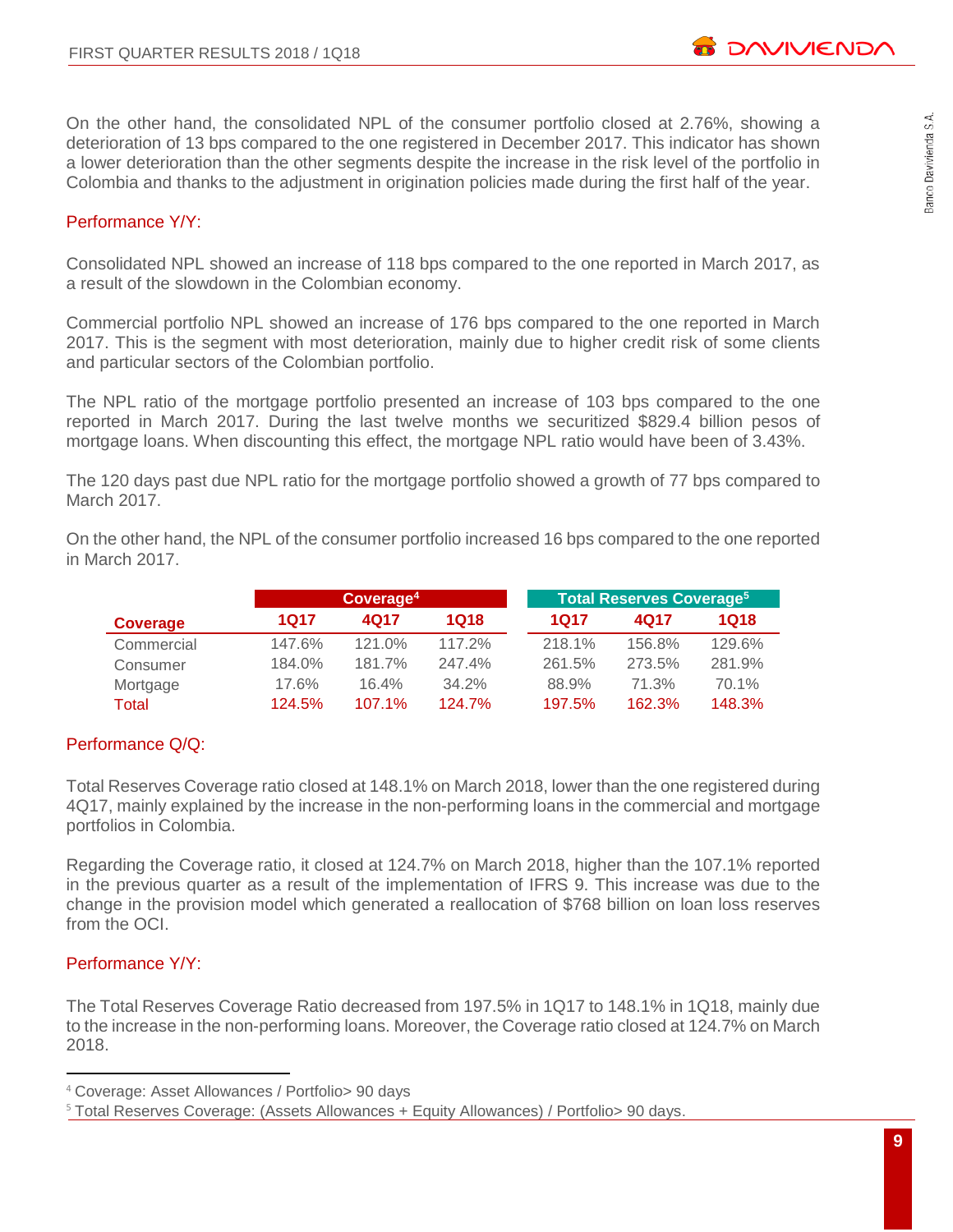On the other hand, the consolidated NPL of the consumer portfolio closed at 2.76%, showing a deterioration of 13 bps compared to the one registered in December 2017. This indicator has shown a lower deterioration than the other segments despite the increase in the risk level of the portfolio in Colombia and thanks to the adjustment in origination policies made during the first half of the year.

Performance Y/Y:

Consolidated NPL showed an increase of 118 bps compared to the one reported in March 2017, as a result of the slowdown in the Colombian economy.

Commercial portfolio NPL showed an increase of 176 bps compared to the one reported in March 2017. This is the segment with most deterioration, mainly due to higher credit risk of some clients and particular sectors of the Colombian portfolio.

The NPL ratio of the mortgage portfolio presented an increase of 103 bps compared to the one reported in March 2017. During the last twelve months we securitized $829.4 billion pesos of mortgage loans. When discounting this effect, the mortgage NPL ratio would have been of 3.43%.

The 120 days past due NPL ratio for the mortgage portfolio showed a growth of 77 bps compared to March 2017.

On the other hand, the NPL of the consumer portfolio increased 16 bps compared to the one reported in March 2017.

| | Coverage[4] | | | Total Reserves Coverage[5] | | |
|---|---|---|---|---|---|---|
| **Coverage** | **1Q17** | **4Q17** | **1Q18** | **1Q17** | **4Q17** | **1Q18** |
| Commercial | 147.6% | 121.0% | 117.2% | 218.1% | 156.8% | 129.6% |
| Consumer | 184.0% | 181.7% | 247.4% | 261.5% | 273.5% | 281.9% |
| Mortgage | 17.6% | 16.4% | 34.2% | 88.9% | 71.3% | 70.1% |
| Total | 124.5% | 107.1% | 124.7% | 197.5% | 162.3% | 148.3% |

Performance Q/Q:

Total Reserves Coverage ratio closed at 148.1% on March 2018, lower than the one registered during 4Q17, mainly explained by the increase in the non-performing loans in the commercial and mortgage portfolios in Colombia.

Regarding the Coverage ratio, it closed at 124.7% on March 2018, higher than the 107.1% reported in the previous quarter as a result of the implementation of IFRS 9. This increase was due to the change in the provision model which generated a reallocation of $768 billion on loan loss reserves from the OCI.

Performance Y/Y:

The Total Reserves Coverage Ratio decreased from 197.5% in 1Q17 to 148.1% in 1Q18, mainly due to the increase in the non-performing loans. Moreover, the Coverage ratio closed at 124.7% on March 2018.

[4] Coverage: Asset Allowances / Portfolio> 90 days

[5] Total Reserves Coverage: (Assets Allowances + Equity Allowances) / Portfolio> 90 days.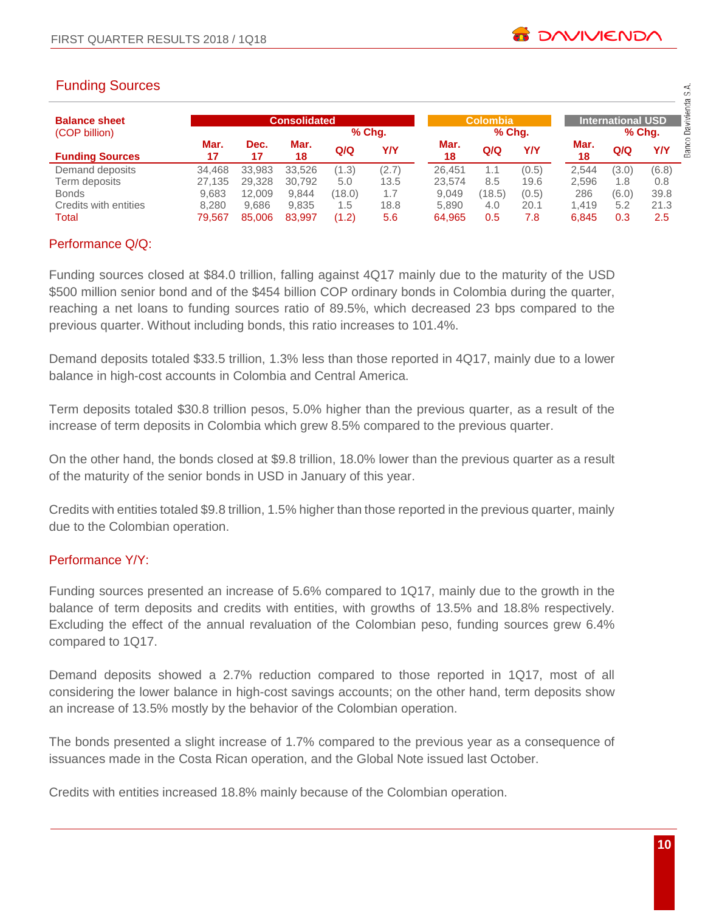## Funding Sources

| Balance sheet (COP billion) | Consolidated | | | | | Colombia | | | International USD | | |
|---|---|---|---|---|---|---|---|---|---|---|---|
| | | | | % Chg. | | | % Chg. | | | % Chg. | |
| **Funding Sources** | Mar. 17 | Dec. 17 | Mar. 18 | Q/Q | Y/Y | Mar. 18 | Q/Q | Y/Y | Mar. 18 | Q/Q | Y/Y |
| Demand deposits | 34,468 | 33,983 | 33,526 | (1.3) | (2.7) | 26,451 | 1.1 | (0.5) | 2,544 | (3.0) | (6.8) |
| Term deposits | 27,135 | 29,328 | 30,792 | 5.0 | 13.5 | 23,574 | 8.5 | 19.6 | 2,596 | 1.8 | 0.8 |
| Bonds | 9,683 | 12,009 | 9,844 | (18.0) | 1.7 | 9,049 | (18.5) | (0.5) | 286 | (6.0) | 39.8 |
| Credits with entities | 8,280 | 9,686 | 9,835 | 1.5 | 18.8 | 5,890 | 4.0 | 20.1 | 1,419 | 5.2 | 21.3 |
| Total | 79,567 | 85,006 | 83,997 | (1.2) | 5.6 | 64,965 | 0.5 | 7.8 | 6,845 | 0.3 | 2.5 |

### Performance Q/Q:

Funding sources closed at $84.0 trillion, falling against 4Q17 mainly due to the maturity of the USD $500 million senior bond and of the $454 billion COP ordinary bonds in Colombia during the quarter, reaching a net loans to funding sources ratio of 89.5%, which decreased 23 bps compared to the previous quarter. Without including bonds, this ratio increases to 101.4%.

Demand deposits totaled $33.5 trillion, 1.3% less than those reported in 4Q17, mainly due to a lower balance in high-cost accounts in Colombia and Central America.

Term deposits totaled $30.8 trillion pesos, 5.0% higher than the previous quarter, as a result of the increase of term deposits in Colombia which grew 8.5% compared to the previous quarter.

On the other hand, the bonds closed at $9.8 trillion, 18.0% lower than the previous quarter as a result of the maturity of the senior bonds in USD in January of this year.

Credits with entities totaled $9.8 trillion, 1.5% higher than those reported in the previous quarter, mainly due to the Colombian operation.

### Performance Y/Y:

Funding sources presented an increase of 5.6% compared to 1Q17, mainly due to the growth in the balance of term deposits and credits with entities, with growths of 13.5% and 18.8% respectively. Excluding the effect of the annual revaluation of the Colombian peso, funding sources grew 6.4% compared to 1Q17.

Demand deposits showed a 2.7% reduction compared to those reported in 1Q17, most of all considering the lower balance in high-cost savings accounts; on the other hand, term deposits show an increase of 13.5% mostly by the behavior of the Colombian operation.

The bonds presented a slight increase of 1.7% compared to the previous year as a consequence of issuances made in the Costa Rican operation, and the Global Note issued last October.

Credits with entities increased 18.8% mainly because of the Colombian operation.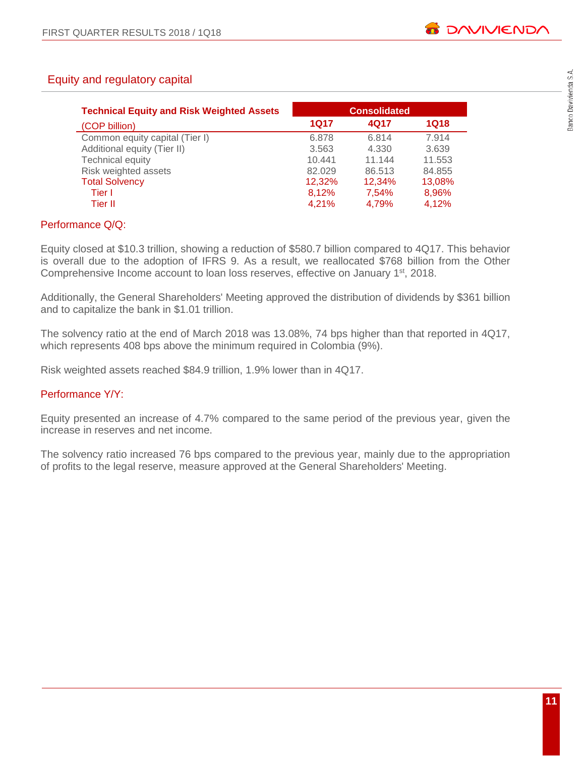## Equity and regulatory capital

| Technical Equity and Risk Weighted Assets | Consolidated | | |
|---|---|---|---|
| (COP billion) | 1Q17 | 4Q17 | 1Q18 |
| Common equity capital (Tier I) | 6.878 | 6.814 | 7.914 |
| Additional equity (Tier II) | 3.563 | 4.330 | 3.639 |
| Technical equity | 10.441 | 11.144 | 11.553 |
| Risk weighted assets | 82.029 | 86.513 | 84.855 |
| Total Solvency | 12,32% | 12,34% | 13,08% |
| Tier I | 8,12% | 7,54% | 8,96% |
| Tier II | 4,21% | 4,79% | 4,12% |

### Performance Q/Q:

Equity closed at $10.3 trillion, showing a reduction of $580.7 billion compared to 4Q17. This behavior is overall due to the adoption of IFRS 9. As a result, we reallocated $768 billion from the Other Comprehensive Income account to loan loss reserves, effective on January 1st, 2018.

Additionally, the General Shareholders' Meeting approved the distribution of dividends by $361 billion and to capitalize the bank in $1.01 trillion.

The solvency ratio at the end of March 2018 was 13.08%, 74 bps higher than that reported in 4Q17, which represents 408 bps above the minimum required in Colombia (9%).

Risk weighted assets reached $84.9 trillion, 1.9% lower than in 4Q17.

### Performance Y/Y:

Equity presented an increase of 4.7% compared to the same period of the previous year, given the increase in reserves and net income.

The solvency ratio increased 76 bps compared to the previous year, mainly due to the appropriation of profits to the legal reserve, measure approved at the General Shareholders' Meeting.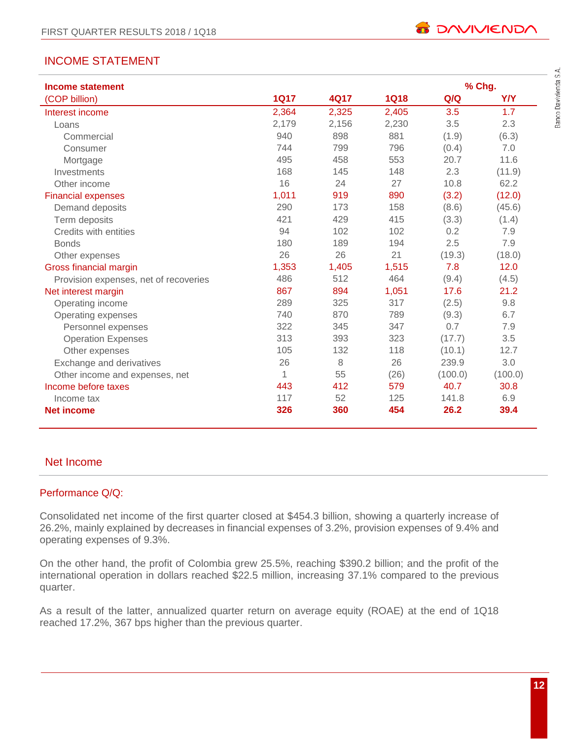## INCOME STATEMENT

| **Income statement** (COP billion) | 1Q17 | 4Q17 | 1Q18 | % Chg. Q/Q | Y/Y |
|---|---|---|---|---|---|
| Interest income | 2,364 | 2,325 | 2,405 | 3.5 | 1.7 |
| Loans | 2,179 | 2,156 | 2,230 | 3.5 | 2.3 |
| Commercial | 940 | 898 | 881 | (1.9) | (6.3) |
| Consumer | 744 | 799 | 796 | (0.4) | 7.0 |
| Mortgage | 495 | 458 | 553 | 20.7 | 11.6 |
| Investments | 168 | 145 | 148 | 2.3 | (11.9) |
| Other income | 16 | 24 | 27 | 10.8 | 62.2 |
| Financial expenses | 1,011 | 919 | 890 | (3.2) | (12.0) |
| Demand deposits | 290 | 173 | 158 | (8.6) | (45.6) |
| Term deposits | 421 | 429 | 415 | (3.3) | (1.4) |
| Credits with entities | 94 | 102 | 102 | 0.2 | 7.9 |
| Bonds | 180 | 189 | 194 | 2.5 | 7.9 |
| Other expenses | 26 | 26 | 21 | (19.3) | (18.0) |
| Gross financial margin | 1,353 | 1,405 | 1,515 | 7.8 | 12.0 |
| Provision expenses, net of recoveries | 486 | 512 | 464 | (9.4) | (4.5) |
| Net interest margin | 867 | 894 | 1,051 | 17.6 | 21.2 |
| Operating income | 289 | 325 | 317 | (2.5) | 9.8 |
| Operating expenses | 740 | 870 | 789 | (9.3) | 6.7 |
| Personnel expenses | 322 | 345 | 347 | 0.7 | 7.9 |
| Operation Expenses | 313 | 393 | 323 | (17.7) | 3.5 |
| Other expenses | 105 | 132 | 118 | (10.1) | 12.7 |
| Exchange and derivatives | 26 | 8 | 26 | 239.9 | 3.0 |
| Other income and expenses, net | 1 | 55 | (26) | (100.0) | (100.0) |
| Income before taxes | 443 | 412 | 579 | 40.7 | 30.8 |
| Income tax | 117 | 52 | 125 | 141.8 | 6.9 |
| **Net income** | **326** | **360** | **454** | **26.2** | **39.4** |

## Net Income

### Performance Q/Q:

Consolidated net income of the first quarter closed at $454.3 billion, showing a quarterly increase of 26.2%, mainly explained by decreases in financial expenses of 3.2%, provision expenses of 9.4% and operating expenses of 9.3%.

On the other hand, the profit of Colombia grew 25.5%, reaching $390.2 billion; and the profit of the international operation in dollars reached $22.5 million, increasing 37.1% compared to the previous quarter.

As a result of the latter, annualized quarter return on average equity (ROAE) at the end of 1Q18 reached 17.2%, 367 bps higher than the previous quarter.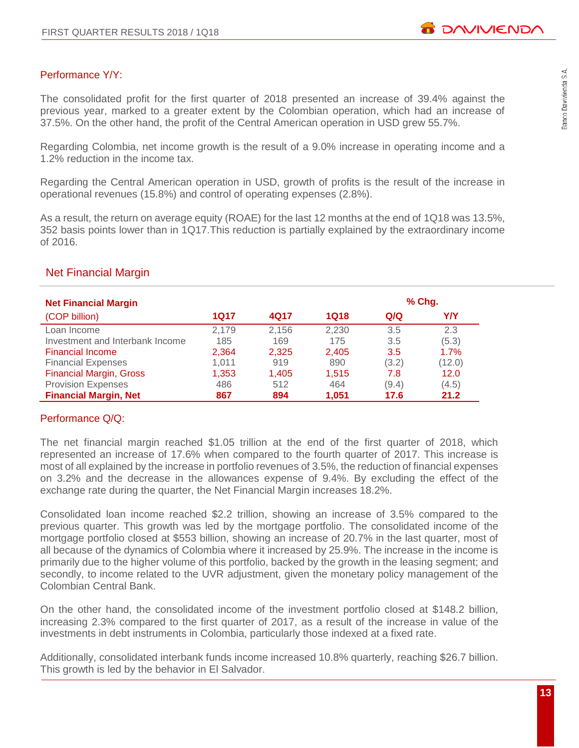### Performance Y/Y:

The consolidated profit for the first quarter of 2018 presented an increase of 39.4% against the previous year, marked to a greater extent by the Colombian operation, which had an increase of 37.5%. On the other hand, the profit of the Central American operation in USD grew 55.7%.

Regarding Colombia, net income growth is the result of a 9.0% increase in operating income and a 1.2% reduction in the income tax.

Regarding the Central American operation in USD, growth of profits is the result of the increase in operational revenues (15.8%) and control of operating expenses (2.8%).

As a result, the return on average equity (ROAE) for the last 12 months at the end of 1Q18 was 13.5%, 352 basis points lower than in 1Q17.This reduction is partially explained by the extraordinary income of 2016.

## Net Financial Margin

| **Net Financial Margin** | | | | **% Chg.** | |
|---|---|---|---|---|---|
| (COP billion) | **1Q17** | **4Q17** | **1Q18** | **Q/Q** | **Y/Y** |
| Loan Income | 2,179 | 2,156 | 2,230 | 3.5 | 2.3 |
| Investment and Interbank Income | 185 | 169 | 175 | 3.5 | (5.3) |
| Financial Income | 2,364 | 2,325 | 2,405 | 3.5 | 1.7% |
| Financial Expenses | 1,011 | 919 | 890 | (3.2) | (12.0) |
| Financial Margin, Gross | 1,353 | 1,405 | 1,515 | 7.8 | 12.0 |
| Provision Expenses | 486 | 512 | 464 | (9.4) | (4.5) |
| **Financial Margin, Net** | **867** | **894** | **1,051** | **17.6** | **21.2** |

### Performance Q/Q:

The net financial margin reached $1.05 trillion at the end of the first quarter of 2018, which represented an increase of 17.6% when compared to the fourth quarter of 2017. This increase is most of all explained by the increase in portfolio revenues of 3.5%, the reduction of financial expenses on 3.2% and the decrease in the allowances expense of 9.4%. By excluding the effect of the exchange rate during the quarter, the Net Financial Margin increases 18.2%.

Consolidated loan income reached $2.2 trillion, showing an increase of 3.5% compared to the previous quarter. This growth was led by the mortgage portfolio. The consolidated income of the mortgage portfolio closed at $553 billion, showing an increase of 20.7% in the last quarter, most of all because of the dynamics of Colombia where it increased by 25.9%. The increase in the income is primarily due to the higher volume of this portfolio, backed by the growth in the leasing segment; and secondly, to income related to the UVR adjustment, given the monetary policy management of the Colombian Central Bank.

On the other hand, the consolidated income of the investment portfolio closed at $148.2 billion, increasing 2.3% compared to the first quarter of 2017, as a result of the increase in value of the investments in debt instruments in Colombia, particularly those indexed at a fixed rate.

Additionally, consolidated interbank funds income increased 10.8% quarterly, reaching $26.7 billion. This growth is led by the behavior in El Salvador.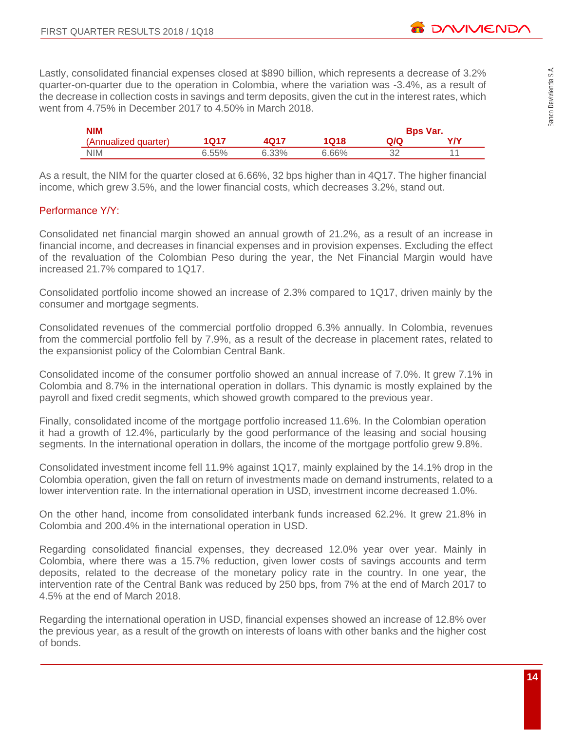Lastly, consolidated financial expenses closed at $890 billion, which represents a decrease of 3.2% quarter-on-quarter due to the operation in Colombia, where the variation was -3.4%, as a result of the decrease in collection costs in savings and term deposits, given the cut in the interest rates, which went from 4.75% in December 2017 to 4.50% in March 2018.

| NIM (Annualized quarter) | 1Q17 | 4Q17 | 1Q18 | Bps Var. Q/Q | Y/Y |
|---|---|---|---|---|---|
| NIM | 6.55% | 6.33% | 6.66% | 32 | 11 |

As a result, the NIM for the quarter closed at 6.66%, 32 bps higher than in 4Q17. The higher financial income, which grew 3.5%, and the lower financial costs, which decreases 3.2%, stand out.

## Performance Y/Y:

Consolidated net financial margin showed an annual growth of 21.2%, as a result of an increase in financial income, and decreases in financial expenses and in provision expenses. Excluding the effect of the revaluation of the Colombian Peso during the year, the Net Financial Margin would have increased 21.7% compared to 1Q17.

Consolidated portfolio income showed an increase of 2.3% compared to 1Q17, driven mainly by the consumer and mortgage segments.

Consolidated revenues of the commercial portfolio dropped 6.3% annually. In Colombia, revenues from the commercial portfolio fell by 7.9%, as a result of the decrease in placement rates, related to the expansionist policy of the Colombian Central Bank.

Consolidated income of the consumer portfolio showed an annual increase of 7.0%. It grew 7.1% in Colombia and 8.7% in the international operation in dollars. This dynamic is mostly explained by the payroll and fixed credit segments, which showed growth compared to the previous year.

Finally, consolidated income of the mortgage portfolio increased 11.6%. In the Colombian operation it had a growth of 12.4%, particularly by the good performance of the leasing and social housing segments. In the international operation in dollars, the income of the mortgage portfolio grew 9.8%.

Consolidated investment income fell 11.9% against 1Q17, mainly explained by the 14.1% drop in the Colombia operation, given the fall on return of investments made on demand instruments, related to a lower intervention rate. In the international operation in USD, investment income decreased 1.0%.

On the other hand, income from consolidated interbank funds increased 62.2%. It grew 21.8% in Colombia and 200.4% in the international operation in USD.

Regarding consolidated financial expenses, they decreased 12.0% year over year. Mainly in Colombia, where there was a 15.7% reduction, given lower costs of savings accounts and term deposits, related to the decrease of the monetary policy rate in the country. In one year, the intervention rate of the Central Bank was reduced by 250 bps, from 7% at the end of March 2017 to 4.5% at the end of March 2018.

Regarding the international operation in USD, financial expenses showed an increase of 12.8% over the previous year, as a result of the growth on interests of loans with other banks and the higher cost of bonds.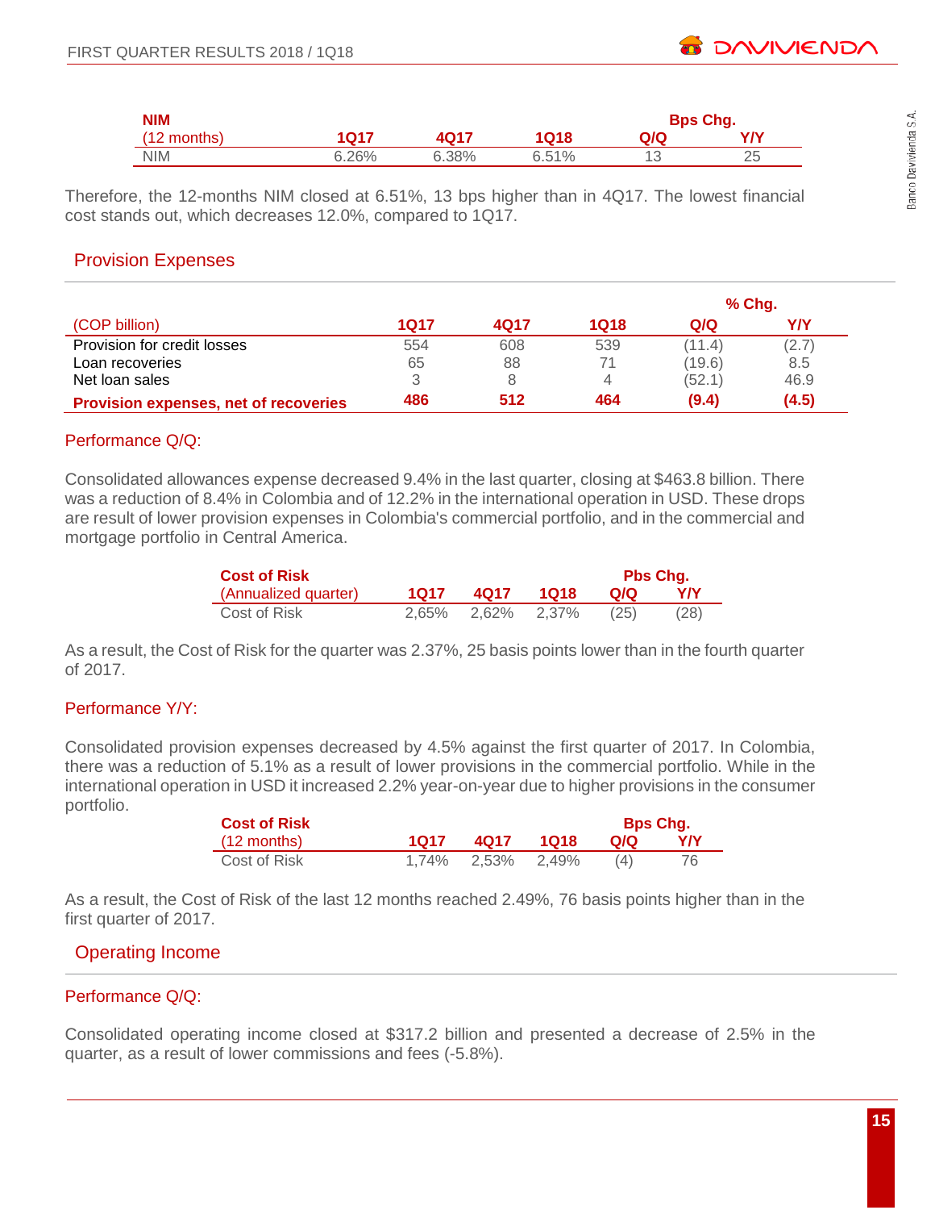| NIM (12 months) | 1Q17 | 4Q17 | 1Q18 | Bps Chg. Q/Q | Y/Y |
|---|---|---|---|---|---|
| NIM | 6.26% | 6.38% | 6.51% | 13 | 25 |

Therefore, the 12-months NIM closed at 6.51%, 13 bps higher than in 4Q17. The lowest financial cost stands out, which decreases 12.0%, compared to 1Q17.

## Provision Expenses

| (COP billion) | 1Q17 | 4Q17 | 1Q18 | % Chg. Q/Q | Y/Y |
|---|---|---|---|---|---|
| Provision for credit losses | 554 | 608 | 539 | (11.4) | (2.7) |
| Loan recoveries | 65 | 88 | 71 | (19.6) | 8.5 |
| Net loan sales | 3 | 8 | 4 | (52.1) | 46.9 |
| **Provision expenses, net of recoveries** | **486** | **512** | **464** | **(9.4)** | **(4.5)** |

### Performance Q/Q:

Consolidated allowances expense decreased 9.4% in the last quarter, closing at $463.8 billion. There was a reduction of 8.4% in Colombia and of 12.2% in the international operation in USD. These drops are result of lower provision expenses in Colombia's commercial portfolio, and in the commercial and mortgage portfolio in Central America.

| Cost of Risk (Annualized quarter) | 1Q17 | 4Q17 | 1Q18 | Pbs Chg. Q/Q | Y/Y |
|---|---|---|---|---|---|
| Cost of Risk | 2,65% | 2,62% | 2,37% | (25) | (28) |

As a result, the Cost of Risk for the quarter was 2.37%, 25 basis points lower than in the fourth quarter of 2017.

### Performance Y/Y:

Consolidated provision expenses decreased by 4.5% against the first quarter of 2017. In Colombia, there was a reduction of 5.1% as a result of lower provisions in the commercial portfolio. While in the international operation in USD it increased 2.2% year-on-year due to higher provisions in the consumer portfolio.

| Cost of Risk (12 months) | 1Q17 | 4Q17 | 1Q18 | Bps Chg. Q/Q | Y/Y |
|---|---|---|---|---|---|
| Cost of Risk | 1,74% | 2,53% | 2,49% | (4) | 76 |

As a result, the Cost of Risk of the last 12 months reached 2.49%, 76 basis points higher than in the first quarter of 2017.

## Operating Income

### Performance Q/Q:

Consolidated operating income closed at $317.2 billion and presented a decrease of 2.5% in the quarter, as a result of lower commissions and fees (-5.8%).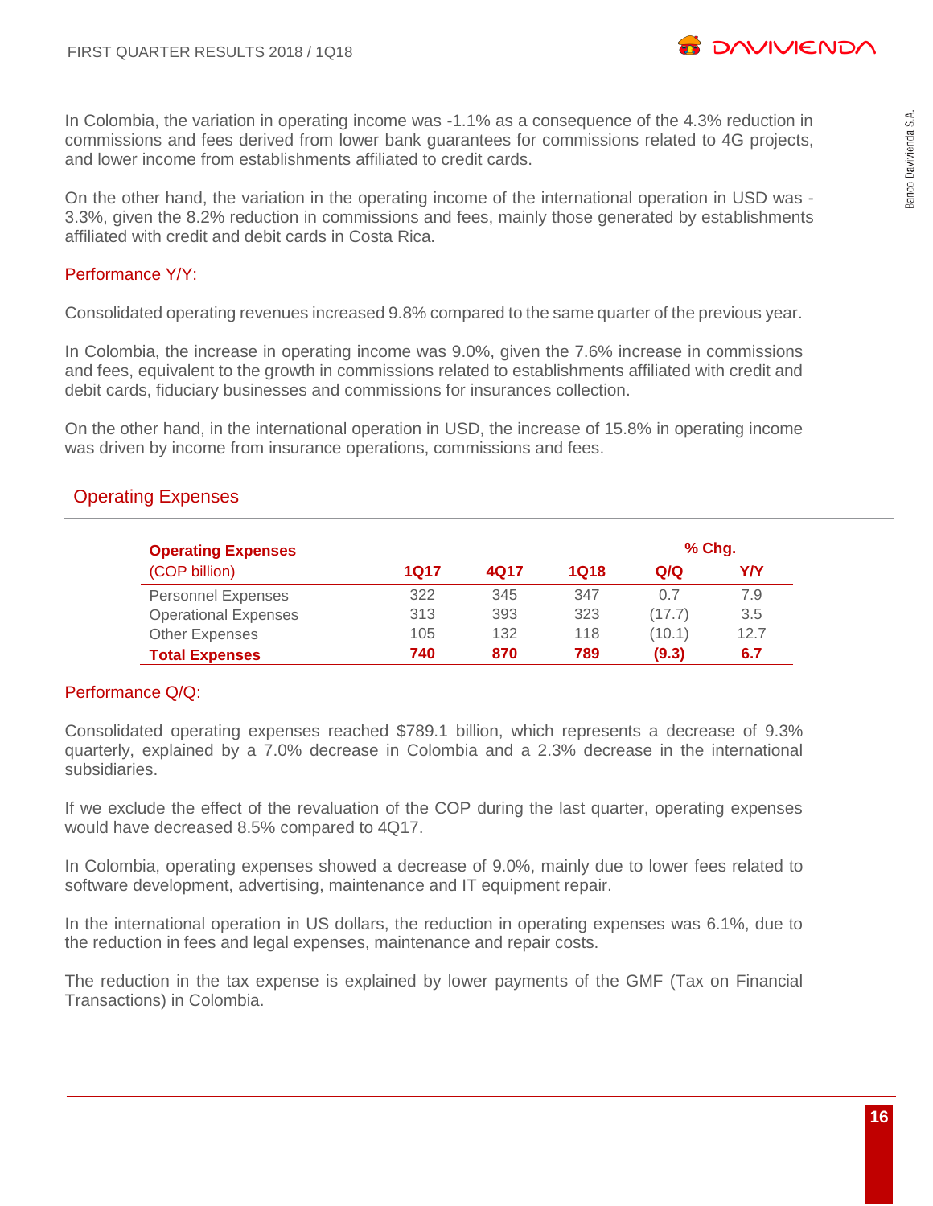In Colombia, the variation in operating income was -1.1% as a consequence of the 4.3% reduction in commissions and fees derived from lower bank guarantees for commissions related to 4G projects, and lower income from establishments affiliated to credit cards.

On the other hand, the variation in the operating income of the international operation in USD was -3.3%, given the 8.2% reduction in commissions and fees, mainly those generated by establishments affiliated with credit and debit cards in Costa Rica.

### Performance Y/Y:

Consolidated operating revenues increased 9.8% compared to the same quarter of the previous year.

In Colombia, the increase in operating income was 9.0%, given the 7.6% increase in commissions and fees, equivalent to the growth in commissions related to establishments affiliated with credit and debit cards, fiduciary businesses and commissions for insurances collection.

On the other hand, in the international operation in USD, the increase of 15.8% in operating income was driven by income from insurance operations, commissions and fees.

## Operating Expenses

| **Operating Expenses** | | | | % Chg. | |
|---|---|---|---|---|---|
| (COP billion) | **1Q17** | **4Q17** | **1Q18** | **Q/Q** | **Y/Y** |
| Personnel Expenses | 322 | 345 | 347 | 0.7 | 7.9 |
| Operational Expenses | 313 | 393 | 323 | (17.7) | 3.5 |
| Other Expenses | 105 | 132 | 118 | (10.1) | 12.7 |
| **Total Expenses** | **740** | **870** | **789** | **(9.3)** | **6.7** |

### Performance Q/Q:

Consolidated operating expenses reached $789.1 billion, which represents a decrease of 9.3% quarterly, explained by a 7.0% decrease in Colombia and a 2.3% decrease in the international subsidiaries.

If we exclude the effect of the revaluation of the COP during the last quarter, operating expenses would have decreased 8.5% compared to 4Q17.

In Colombia, operating expenses showed a decrease of 9.0%, mainly due to lower fees related to software development, advertising, maintenance and IT equipment repair.

In the international operation in US dollars, the reduction in operating expenses was 6.1%, due to the reduction in fees and legal expenses, maintenance and repair costs.

The reduction in the tax expense is explained by lower payments of the GMF (Tax on Financial Transactions) in Colombia.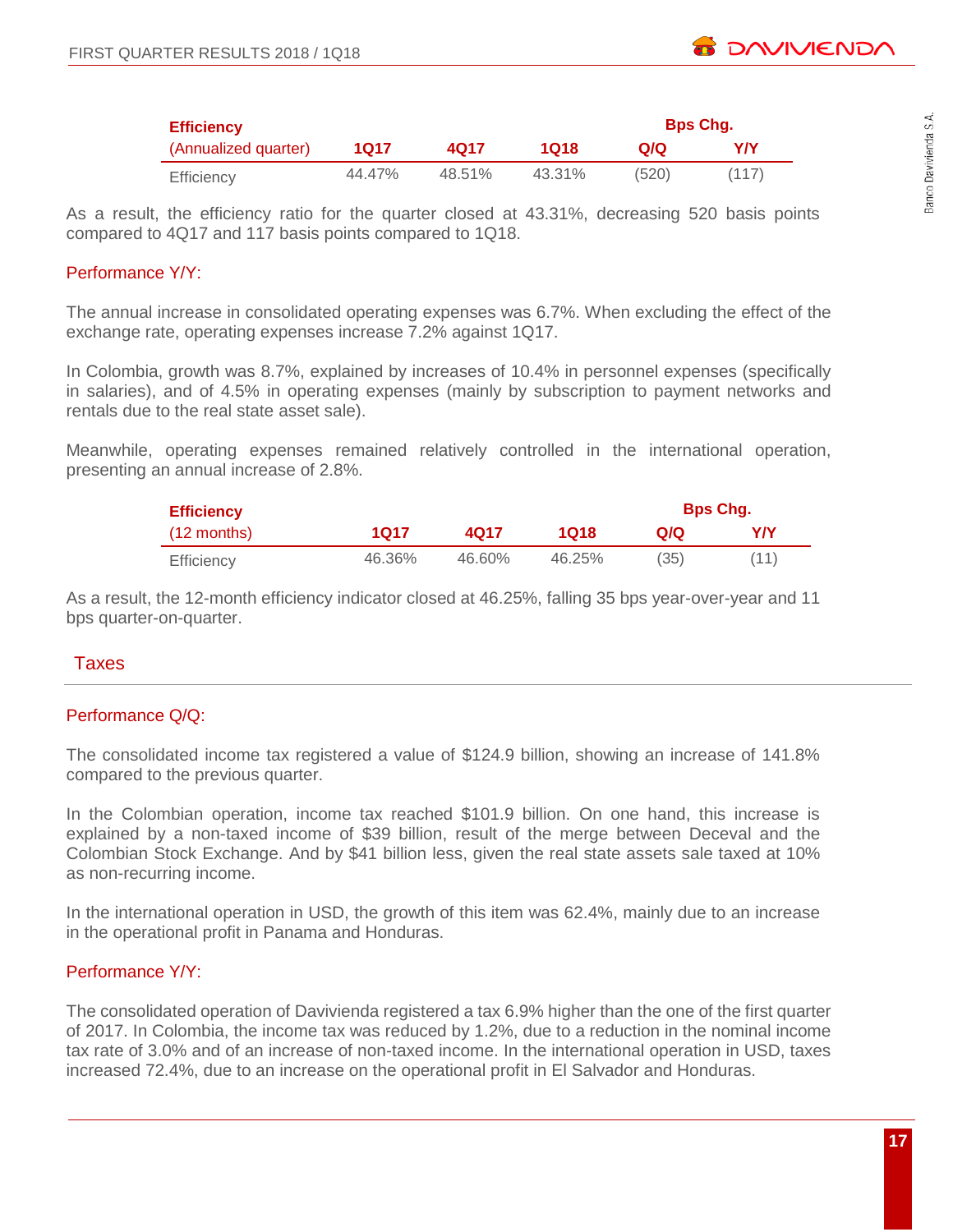| Efficiency (Annualized quarter) | 1Q17 | 4Q17 | 1Q18 | Bps Chg. Q/Q | Y/Y |
|---|---|---|---|---|---|
| Efficiency | 44.47% | 48.51% | 43.31% | (520) | (117) |

As a result, the efficiency ratio for the quarter closed at 43.31%, decreasing 520 basis points compared to 4Q17 and 117 basis points compared to 1Q18.

### Performance Y/Y:

The annual increase in consolidated operating expenses was 6.7%. When excluding the effect of the exchange rate, operating expenses increase 7.2% against 1Q17.

In Colombia, growth was 8.7%, explained by increases of 10.4% in personnel expenses (specifically in salaries), and of 4.5% in operating expenses (mainly by subscription to payment networks and rentals due to the real state asset sale).

Meanwhile, operating expenses remained relatively controlled in the international operation, presenting an annual increase of 2.8%.

| Efficiency (12 months) | 1Q17 | 4Q17 | 1Q18 | Bps Chg. Q/Q | Y/Y |
|---|---|---|---|---|---|
| Efficiency | 46.36% | 46.60% | 46.25% | (35) | (11) |

As a result, the 12-month efficiency indicator closed at 46.25%, falling 35 bps year-over-year and 11 bps quarter-on-quarter.

## Taxes

### Performance Q/Q:

The consolidated income tax registered a value of $124.9 billion, showing an increase of 141.8% compared to the previous quarter.

In the Colombian operation, income tax reached $101.9 billion. On one hand, this increase is explained by a non-taxed income of $39 billion, result of the merge between Deceval and the Colombian Stock Exchange. And by $41 billion less, given the real state assets sale taxed at 10% as non-recurring income.

In the international operation in USD, the growth of this item was 62.4%, mainly due to an increase in the operational profit in Panama and Honduras.

### Performance Y/Y:

The consolidated operation of Davivienda registered a tax 6.9% higher than the one of the first quarter of 2017. In Colombia, the income tax was reduced by 1.2%, due to a reduction in the nominal income tax rate of 3.0% and of an increase of non-taxed income. In the international operation in USD, taxes increased 72.4%, due to an increase on the operational profit in El Salvador and Honduras.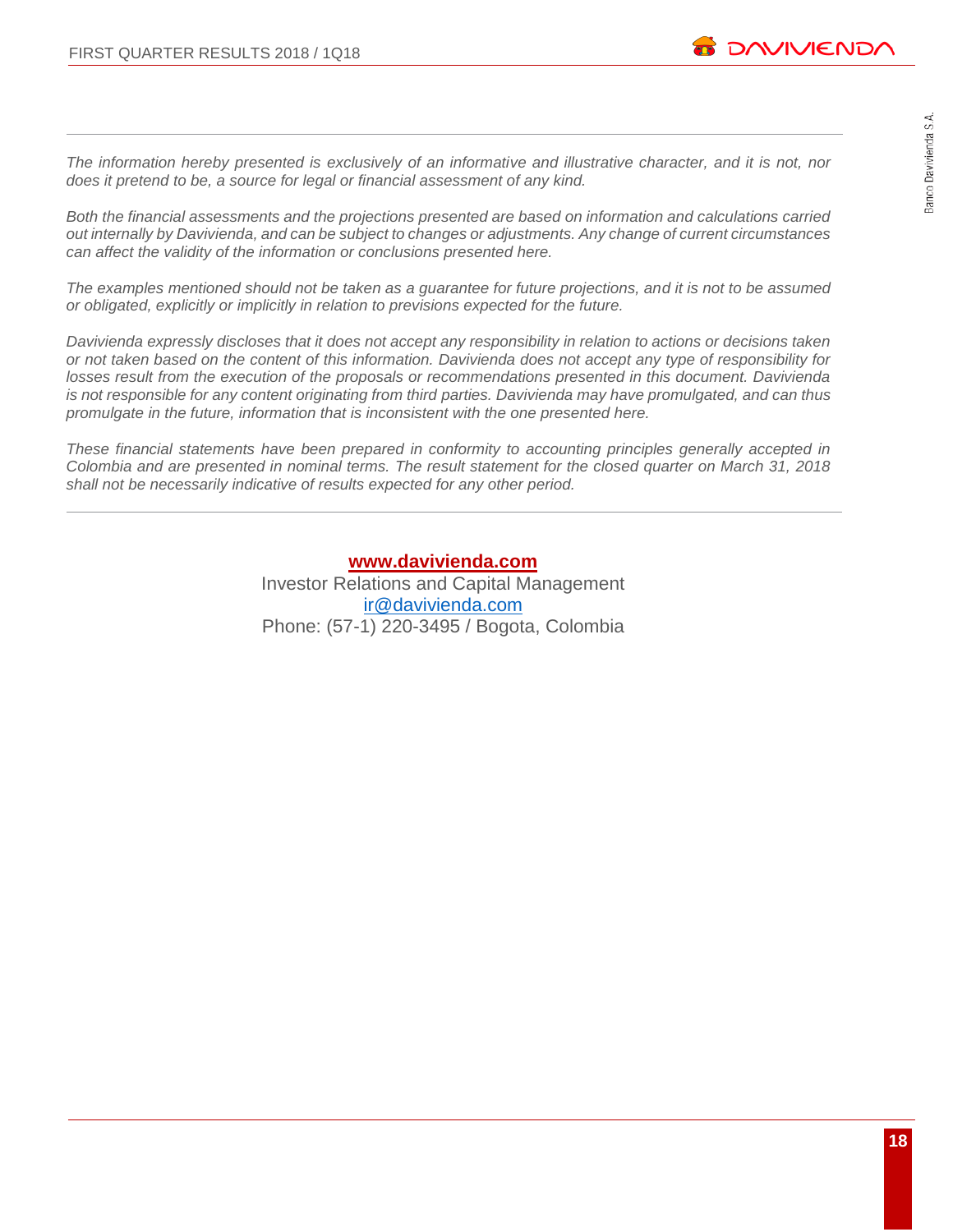*The information hereby presented is exclusively of an informative and illustrative character, and it is not, nor does it pretend to be, a source for legal or financial assessment of any kind.*

*Both the financial assessments and the projections presented are based on information and calculations carried out internally by Davivienda, and can be subject to changes or adjustments. Any change of current circumstances can affect the validity of the information or conclusions presented here.*

*The examples mentioned should not be taken as a guarantee for future projections, and it is not to be assumed or obligated, explicitly or implicitly in relation to previsions expected for the future.*

*Davivienda expressly discloses that it does not accept any responsibility in relation to actions or decisions taken or not taken based on the content of this information. Davivienda does not accept any type of responsibility for losses result from the execution of the proposals or recommendations presented in this document. Davivienda is not responsible for any content originating from third parties. Davivienda may have promulgated, and can thus promulgate in the future, information that is inconsistent with the one presented here.*

*These financial statements have been prepared in conformity to accounting principles generally accepted in Colombia and are presented in nominal terms. The result statement for the closed quarter on March 31, 2018 shall not be necessarily indicative of results expected for any other period.*

**www.davivienda.com**

Investor Relations and Capital Management

ir@davivienda.com

Phone: (57-1) 220-3495 / Bogota, Colombia